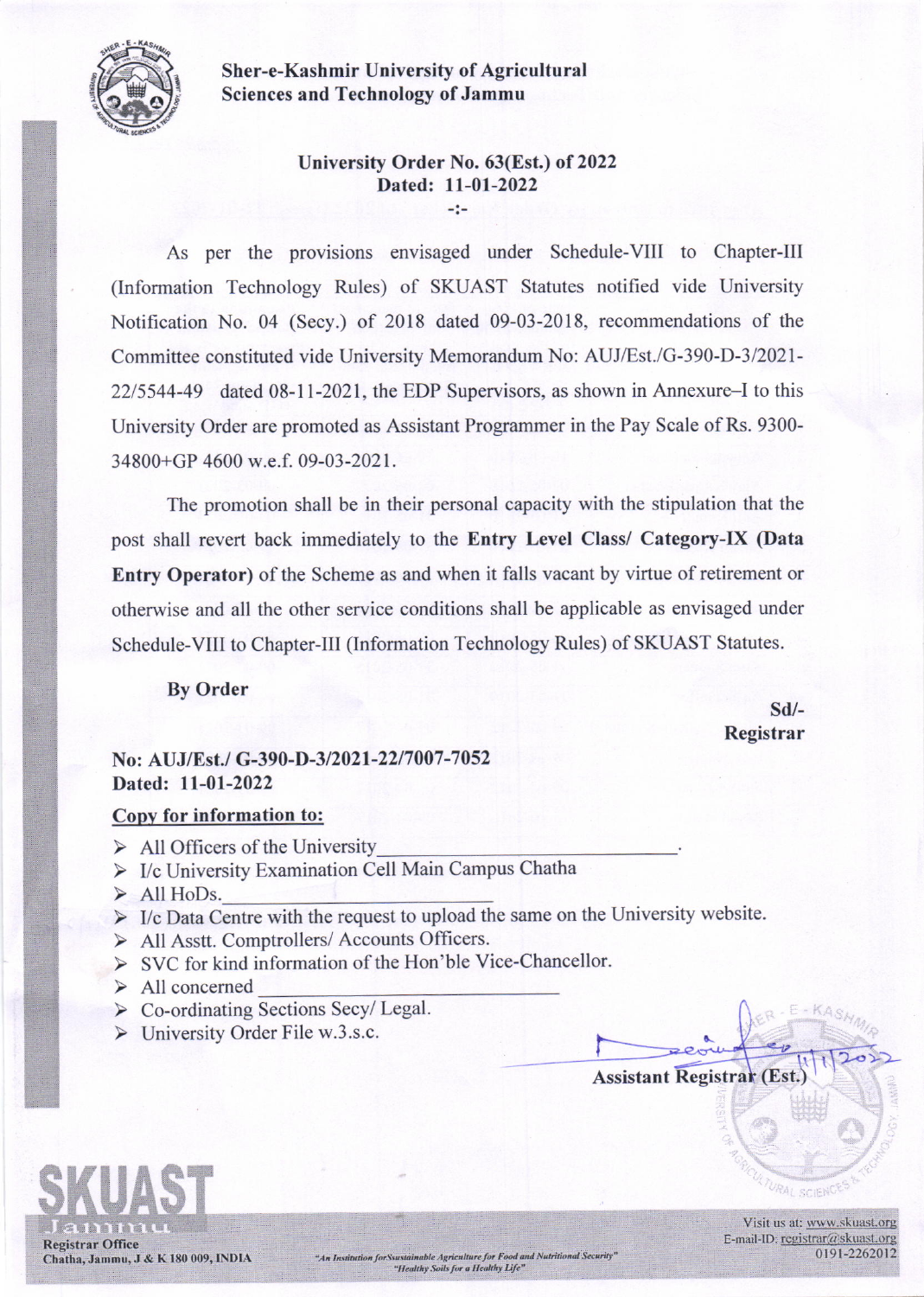**Sher-e-Kashmir University of Agricultural Sciences and Technology of Jammu**

**University Order No. 63(Est.) of 2022**
**Dated: 11-01-2022**

-:-

As per the provisions envisaged under Schedule-VIII to Chapter-III (Information Technology Rules) of SKUAST Statutes notified vide University Notification No. 04 (Secy.) of 2018 dated 09-03-2018, recommendations of the Committee constituted vide University Memorandum No: AUJ/Est./G-390-D-3/2021-22/5544-49 dated 08-11-2021, the EDP Supervisors, as shown in Annexure–I to this University Order are promoted as Assistant Programmer in the Pay Scale of Rs. 9300-34800+GP 4600 w.e.f. 09-03-2021.

The promotion shall be in their personal capacity with the stipulation that the post shall revert back immediately to the **Entry Level Class/ Category-IX (Data Entry Operator)** of the Scheme as and when it falls vacant by virtue of retirement or otherwise and all the other service conditions shall be applicable as envisaged under Schedule-VIII to Chapter-III (Information Technology Rules) of SKUAST Statutes.

**By Order**

Sd/-
**Registrar**

**No: AUJ/Est./ G-390-D-3/2021-22/7007-7052**
**Dated: 11-01-2022**

**Copy for information to:**

- All Officers of the University.
- I/c University Examination Cell Main Campus Chatha
- All HoDs.
- I/c Data Centre with the request to upload the same on the University website.
- All Asstt. Comptrollers/ Accounts Officers.
- SVC for kind information of the Hon'ble Vice-Chancellor.
- All concerned
- Co-ordinating Sections Secy/ Legal.
- University Order File w.3.s.c.

11/1/2022
**Assistant Registrar (Est.)**

Registrar Office
Chatha, Jammu, J & K 180 009, INDIA

"An Institution for Sustainable Agriculture for Food and Nutritional Security"
"Healthy Soils for a Healthy Life"

Visit us at: www.skuast.org
E-mail-ID: registrar@skuast.org
0191-2262012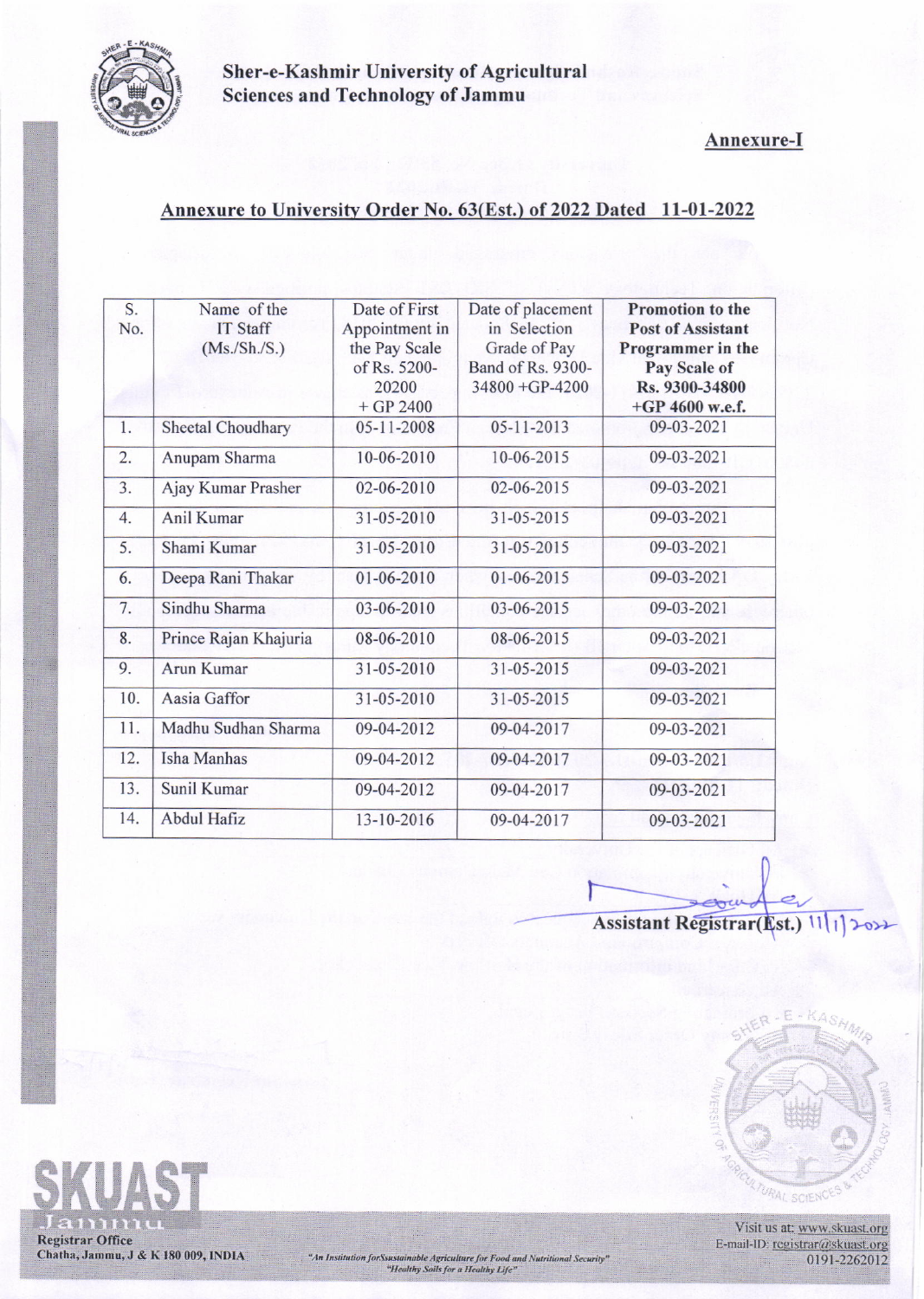Sher-e-Kashmir University of Agricultural Sciences and Technology of Jammu

**Annexure-I**

## Annexure to University Order No. 63(Est.) of 2022 Dated 11-01-2022

| S. No. | Name of the IT Staff (Ms./Sh./S.) | Date of First Appointment in the Pay Scale of Rs. 5200-20200 + GP 2400 | Date of placement in Selection Grade of Pay Band of Rs. 9300-34800 +GP-4200 | **Promotion to the Post of Assistant Programmer in the Pay Scale of Rs. 9300-34800 +GP 4600 w.e.f.** |
|---|---|---|---|---|
| 1. | Sheetal Choudhary | 05-11-2008 | 05-11-2013 | 09-03-2021 |
| 2. | Anupam Sharma | 10-06-2010 | 10-06-2015 | 09-03-2021 |
| 3. | Ajay Kumar Prasher | 02-06-2010 | 02-06-2015 | 09-03-2021 |
| 4. | Anil Kumar | 31-05-2010 | 31-05-2015 | 09-03-2021 |
| 5. | Shami Kumar | 31-05-2010 | 31-05-2015 | 09-03-2021 |
| 6. | Deepa Rani Thakar | 01-06-2010 | 01-06-2015 | 09-03-2021 |
| 7. | Sindhu Sharma | 03-06-2010 | 03-06-2015 | 09-03-2021 |
| 8. | Prince Rajan Khajuria | 08-06-2010 | 08-06-2015 | 09-03-2021 |
| 9. | Arun Kumar | 31-05-2010 | 31-05-2015 | 09-03-2021 |
| 10. | Aasia Gaffor | 31-05-2010 | 31-05-2015 | 09-03-2021 |
| 11. | Madhu Sudhan Sharma | 09-04-2012 | 09-04-2017 | 09-03-2021 |
| 12. | Isha Manhas | 09-04-2012 | 09-04-2017 | 09-03-2021 |
| 13. | Sunil Kumar | 09-04-2012 | 09-04-2017 | 09-03-2021 |
| 14. | Abdul Hafiz | 13-10-2016 | 09-04-2017 | 09-03-2021 |

**Assistant Registrar(Est.)** 11/1/2022

Registrar Office
Chatha, Jammu, J & K 180 009, INDIA

"An Institution for Sustainable Agriculture for Food and Nutritional Security"
"Healthy Soils for a Healthy Life"

Visit us at: www.skuast.org
E-mail-ID: registrar@skuast.org
0191-2262012